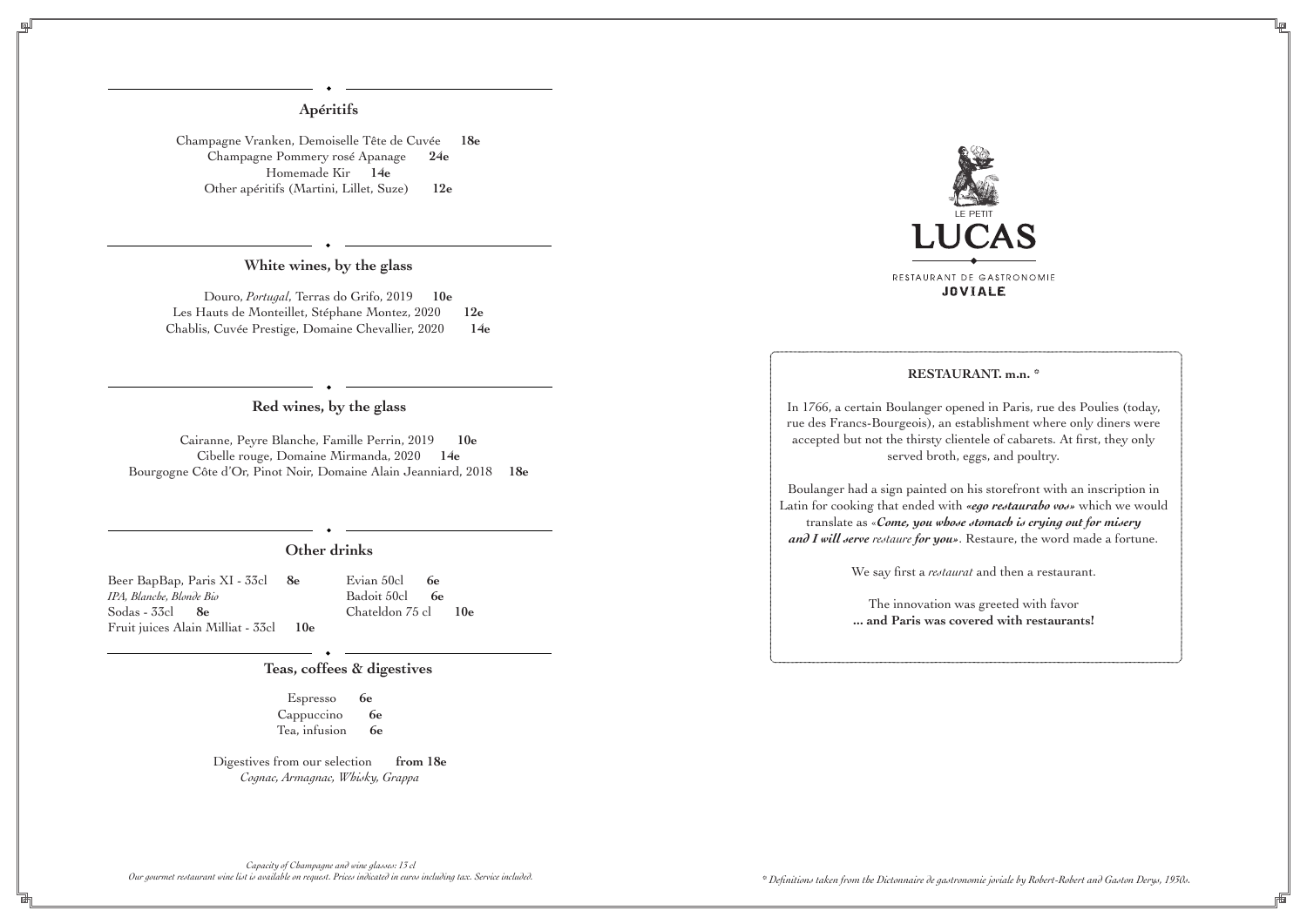## Apéritifs

Champagne Vranken, Demoiselle Tête de Cuvée **18e**
Champagne Pommery rosé Apanage **24e**
Homemade Kir **14e**
Other apéritifs (Martini, Lillet, Suze) **12e**

## White wines, by the glass

Douro, *Portugal*, Terras do Grifo, 2019 **10e**
Les Hauts de Monteillet, Stéphane Montez, 2020 **12e**
Chablis, Cuvée Prestige, Domaine Chevallier, 2020 **14e**

## Red wines, by the glass

Cairanne, Peyre Blanche, Famille Perrin, 2019 **10e**
Cibelle rouge, Domaine Mirmanda, 2020 **14e**
Bourgogne Côte d'Or, Pinot Noir, Domaine Alain Jeanniard, 2018 **18e**

## Other drinks

Beer BapBap, Paris XI - 33cl **8e**
*IPA, Blanche, Blonde Bio*
Sodas - 33cl **8e**
Fruit juices Alain Milliat - 33cl **10e**

Evian 50cl **6e**
Badoit 50cl **6e**
Chateldon 75 cl **10e**

## Teas, coffees & digestives

Espresso **6e**
Cappuccino **6e**
Tea, infusion **6e**

Digestives from our selection **from 18e**
*Cognac, Armagnac, Whisky, Grappa*

*Capacity of Champagne and wine glasses: 13 cl*
*Our gourmet restaurant wine list is available on request. Prices indicated in euros including tax. Service included.*

LE PETIT
# LUCAS
RESTAURANT DE GASTRONOMIE
**JOVIALE**

**RESTAURANT. m.n. \***

In 1766, a certain Boulanger opened in Paris, rue des Poulies (today, rue des Francs-Bourgeois), an establishment where only diners were accepted but not the thirsty clientele of cabarets. At first, they only served broth, eggs, and poultry.

Boulanger had a sign painted on his storefront with an inscription in Latin for cooking that ended with ***«ego restaurabo vos»*** which we would translate as «***Come, you whose stomach is crying out for misery and I will serve*** *restaure* ***for you***». Restaure, the word made a fortune.

We say first a *restaurat* and then a restaurant.

The innovation was greeted with favor
**... and Paris was covered with restaurants!**

*\* Definitions taken from the Dictonnaire de gastronomie joviale by Robert-Robert and Gaston Derys, 1930s.*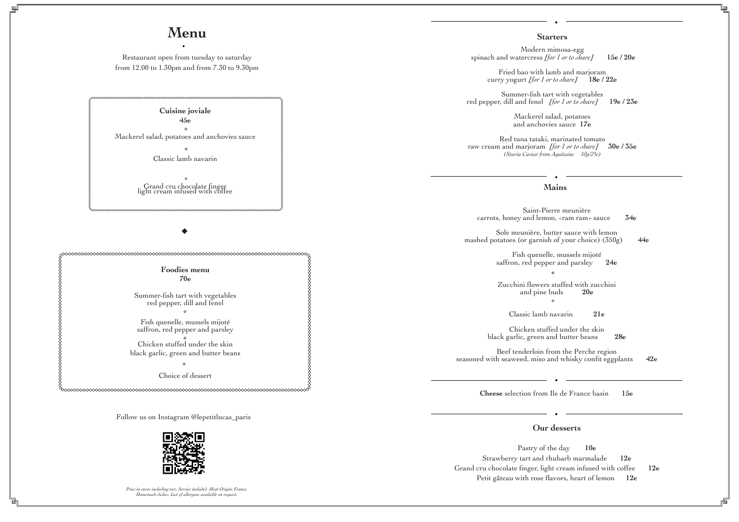# Menu

Restaurant open from tuesday to saturday
from 12.00 to 1.30pm and from 7.30 to 9.30pm

**Cuisine joviale**
**45e**

Mackerel salad, potatoes and anchovies sauce

Classic lamb navarin

Grand cru chocolate finger
light cream infused with coffee

**Foodies menu**
**70e**

Summer-fish tart with vegetables
red pepper, dill and fenel

Fish quenelle, mussels mijoté
saffron, red pepper and parsley

Chicken stuffed under the skin
black garlic, green and butter beans

Choice of dessert

Follow us on Instagram @lepetitlucas_paris

*Price in euros including tax. Service included. Meat Origin: France.*
*Homemade dishes. List of allergens available on request.*

## Starters

Modern mimosa-egg
spinach and watercress *[for 1 or to share]* **15e / 20e**

Fried bao with lamb and marjoram
curry yogurt *[for 1 or to share]* **18e / 22e**

Summer-fish tart with vegetables
red pepper, dill and fenel *[for 1 or to share]* **19e / 23e**

Mackerel salad, potatoes
and anchovies sauce **17e**

Red tuna tataki, marinated tomato
raw cream and marjoram *[for 1 or to share]* **30e / 35e**
*(Sturia Caviar from Aquitaine 10g/25e)*

## Mains

Saint-Pierre meunière
carrots, honey and lemon, «ram ram» sauce **34e**

Sole meunière, butter sauce with lemon
mashed potatoes (or garnish of your choice) (350g) **44e**

Fish quenelle, mussels mijoté
saffron, red pepper and parsley **24e**

Zucchini flowers stuffed with zucchini
and pine buds **20e**

Classic lamb navarin **21e**

Chicken stuffed under the skin
black garlic, green and butter beans **28e**

Beef tenderloin from the Perche region
seasoned with seaweed, miso and whisky confit eggplants **42e**

**Cheese** selection from Ile de France basin **15e**

## Our desserts

Pastry of the day **10e**

Strawberry tart and rhubarb marmalade **12e**

Grand cru chocolate finger, light cream infused with coffee **12e**

Petit gâteau with rose flavors, heart of lemon **12e**